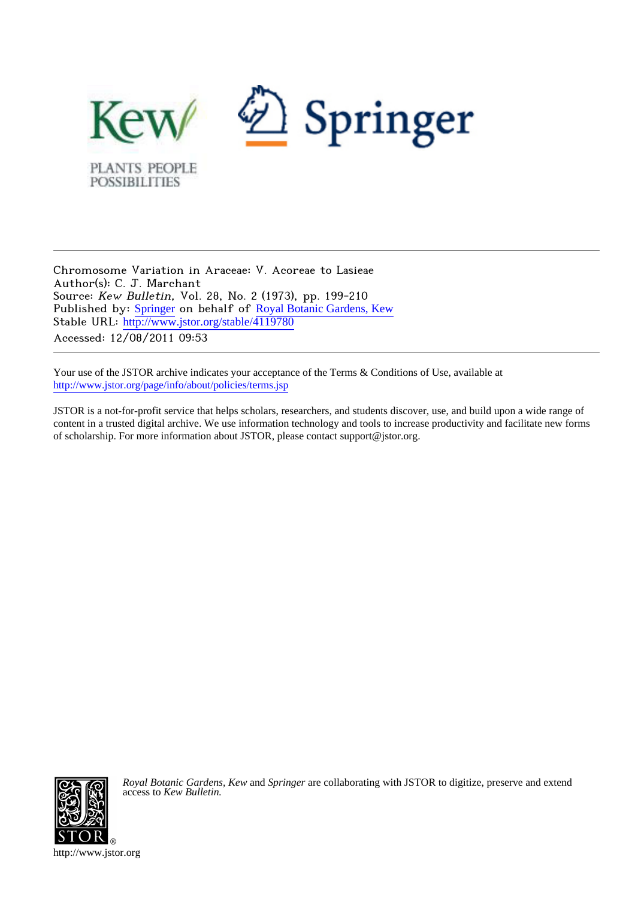Kew

PLANTS PEOPLE POSSIBILITIES

Springer

Chromosome Variation in Araceae: V. Acoreae to Lasieae
Author(s): C. J. Marchant
Source: *Kew Bulletin*, Vol. 28, No. 2 (1973), pp. 199-210
Published by: Springer on behalf of Royal Botanic Gardens, Kew
Stable URL: http://www.jstor.org/stable/4119780
Accessed: 12/08/2011 09:53

Your use of the JSTOR archive indicates your acceptance of the Terms & Conditions of Use, available at http://www.jstor.org/page/info/about/policies/terms.jsp

JSTOR is a not-for-profit service that helps scholars, researchers, and students discover, use, and build upon a wide range of content in a trusted digital archive. We use information technology and tools to increase productivity and facilitate new forms of scholarship. For more information about JSTOR, please contact support@jstor.org.

*Royal Botanic Gardens, Kew* and *Springer* are collaborating with JSTOR to digitize, preserve and extend access to *Kew Bulletin.*

http://www.jstor.org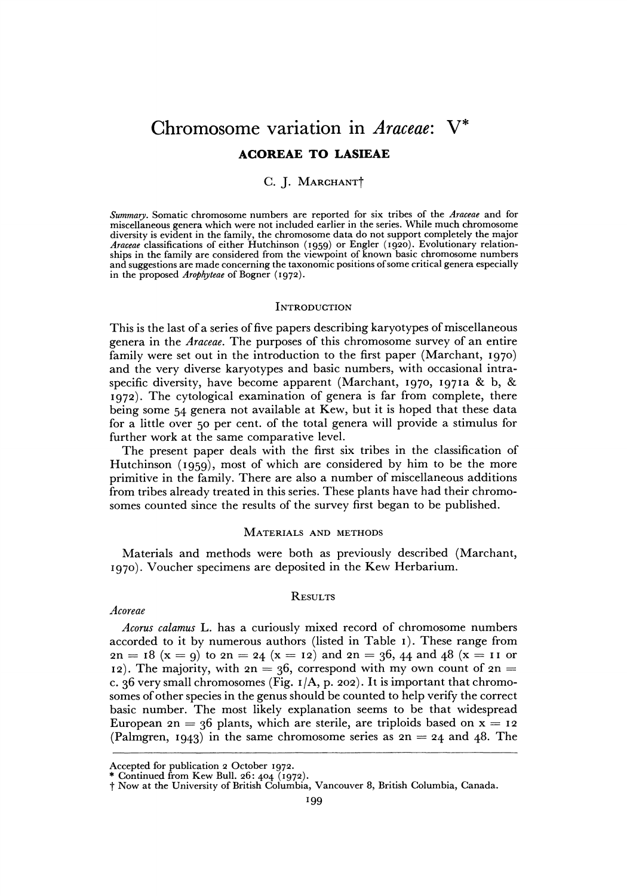# Chromosome variation in *Araceae*: V*

## ACOREAE TO LASIEAE

C. J. MARCHANT†

*Summary*. Somatic chromosome numbers are reported for six tribes of the *Araceae* and for miscellaneous genera which were not included earlier in the series. While much chromosome diversity is evident in the family, the chromosome data do not support completely the major *Araceae* classifications of either Hutchinson (1959) or Engler (1920). Evolutionary relationships in the family are considered from the viewpoint of known basic chromosome numbers and suggestions are made concerning the taxonomic positions of some critical genera especially in the proposed *Arophyteae* of Bogner (1972).

### INTRODUCTION

This is the last of a series of five papers describing karyotypes of miscellaneous genera in the *Araceae*. The purposes of this chromosome survey of an entire family were set out in the introduction to the first paper (Marchant, 1970) and the very diverse karyotypes and basic numbers, with occasional intraspecific diversity, have become apparent (Marchant, 1970, 1971a & b, & 1972). The cytological examination of genera is far from complete, there being some 54 genera not available at Kew, but it is hoped that these data for a little over 50 per cent. of the total genera will provide a stimulus for further work at the same comparative level.

The present paper deals with the first six tribes in the classification of Hutchinson (1959), most of which are considered by him to be the more primitive in the family. There are also a number of miscellaneous additions from tribes already treated in this series. These plants have had their chromosomes counted since the results of the survey first began to be published.

### MATERIALS AND METHODS

Materials and methods were both as previously described (Marchant, 1970). Voucher specimens are deposited in the Kew Herbarium.

### RESULTS

*Acoreae*

*Acorus calamus* L. has a curiously mixed record of chromosome numbers accorded to it by numerous authors (listed in Table 1). These range from 2n = 18 (x = 9) to 2n = 24 (x = 12) and 2n = 36, 44 and 48 (x = 11 or 12). The majority, with 2n = 36, correspond with my own count of 2n = c. 36 very small chromosomes (Fig. 1/A, p. 202). It is important that chromosomes of other species in the genus should be counted to help verify the correct basic number. The most likely explanation seems to be that widespread European 2n = 36 plants, which are sterile, are triploids based on x = 12 (Palmgren, 1943) in the same chromosome series as 2n = 24 and 48. The

---

Accepted for publication 2 October 1972.

\* Continued from Kew Bull. 26: 404 (1972).

† Now at the University of British Columbia, Vancouver 8, British Columbia, Canada.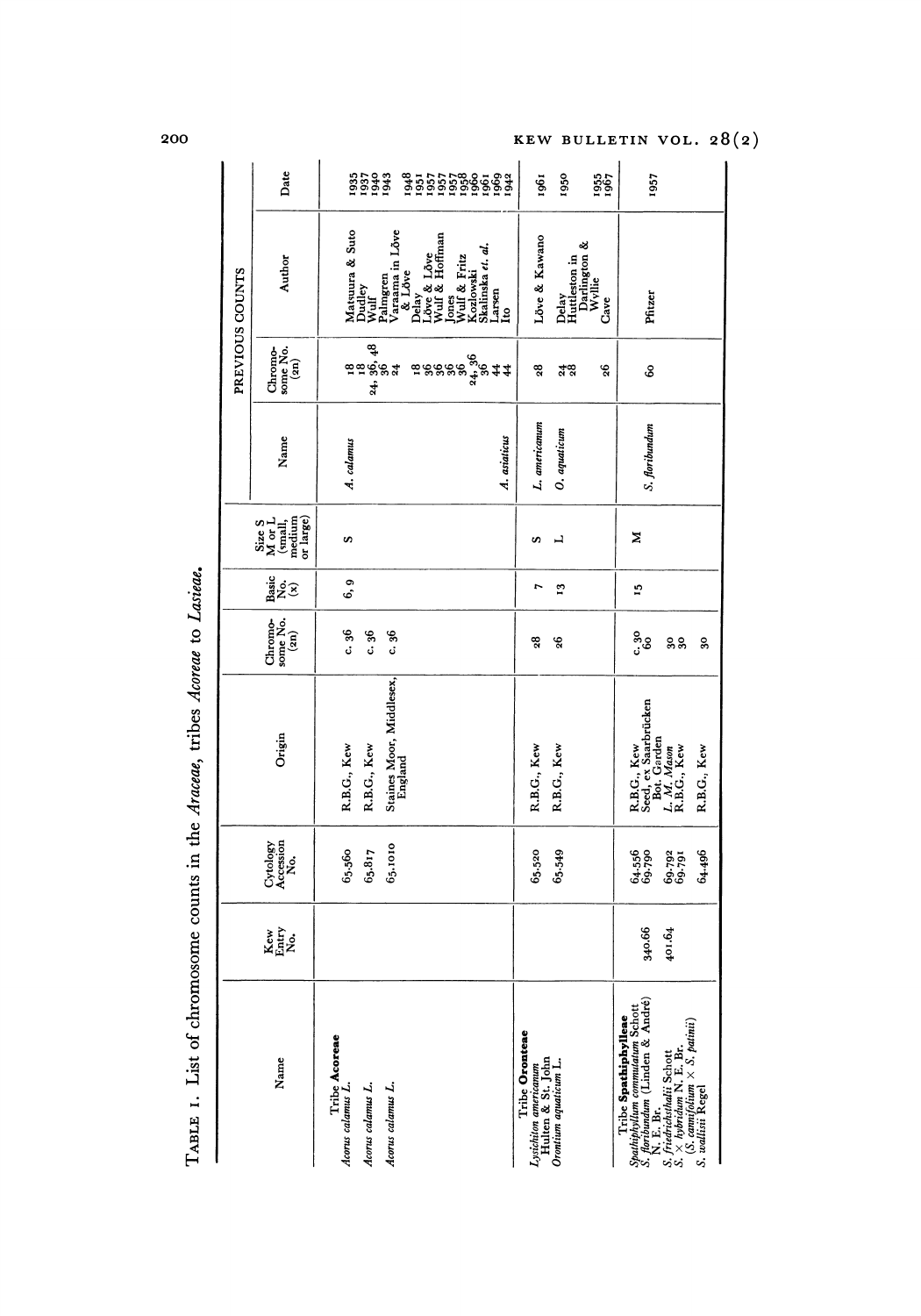TABLE 1. List of chromosome counts in the *Araceae*, tribes *Acoreae* to *Lasieae*.

| Name | Kew Entry No. | Cytology Accession No. | Origin | Chromosome No. (2n) | Basic No. (x) | Size S M or L (small, medium or large) | PREVIOUS COUNTS | | | |
|---|---|---|---|---|---|---|---|---|---|---|
| | | | | | | | Name | Chromosome No. (2n) | Author | Date |
| **Tribe Acoreae** | | | | | | | | | | |
| *Acorus calamus* L. | | 65.560 | R.B.G., Kew | c. 36 | 6, 9 | S | *A. calamus* | 18 | Matsuura & Suto | 1935 |
| *Acorus calamus* L. | | 65.817 | R.B.G., Kew | c. 36 | | | | 18 | Dudley | 1937 |
| *Acorus calamus* L. | | 65.1010 | Staines Moor, Middlesex, England | c. 36 | | | | 24, 36, 48 | Wulf | 1940 |
| | | | | | | | | 36 | Palmgren | 1943 |
| | | | | | | | | 24 | Varaama in Löve & Löve | 1948 |
| | | | | | | | | 18 | Delay | 1951 |
| | | | | | | | | 36 | Löve & Löve | 1957 |
| | | | | | | | | 36 | Wulf & Hoffman | 1957 |
| | | | | | | | | 36 | Jones | 1957 |
| | | | | | | | | 36 | Wulf & Fritz | 1958 |
| | | | | | | | | 24, 36 | Kozlowski | 1960 |
| | | | | | | | | 36 | Skalinska *et. al.* | 1961 |
| | | | | | | | | 44 | Larsen | 1969 |
| | | | | | | | *A. asiaticus* | 44 | Ito | 1942 |
| **Tribe Oronteae** | | | | | | | | | | |
| *Lysichiton americanum* Hulten & St. John | | 65.520 | R.B.G., Kew | 28 | 7 | S | *L. americanum* | 28 | Löve & Kawano | 1961 |
| *Orontium aquaticum* L. | | 65.549 | R.B.G., Kew | 26 | 13 | L | *O. aquaticum* | 24 | Delay | 1950 |
| | | | | | | | | 28 | Huttleston in Darlington & Wyllie | 1955 |
| | | | | | | | | 26 | Cave | 1967 |
| **Tribe Spathiphylleae** | | | | | | | | | | |
| *Spathiphyllum commutatum* Schott | | 64.556 | R.B.G., Kew | c. 30 | 15 | M | | | | |
| *S. floribundum* (Linden & André) N. E. Br. | 340.66 | 69.790 | Seed, ex Saarbrücken Bot. Garden | 60 | | | *S. floribundum* | 60 | Pfitzer | 1957 |
| *S. friedrichsthalii* Schott | | 69.792 | *L. M. Mason* | 30 | | | | | | |
| *S. × hybridum* N. E. Br. (*S. cannifolium* × *S. patinii*) | 401.64 | 69.791 | R.B.G., Kew | 30 | | | | | | |
| *S. wallisii* Regel | | 64.496 | R.B.G., Kew | 30 | | | | | | |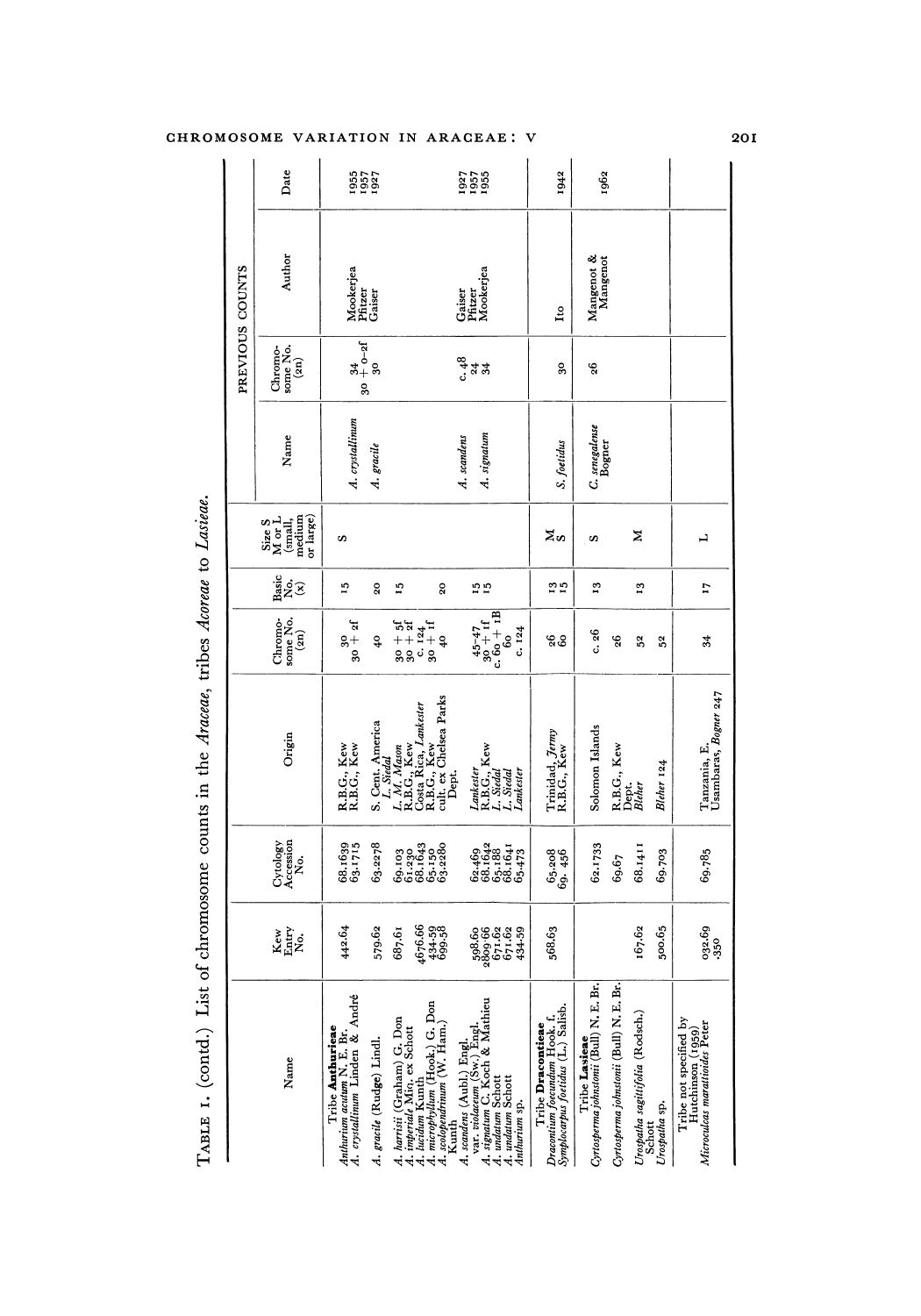TABLE 1. (contd.) List of chromosome counts in the *Araceae*, tribes *Acoreae* to *Lasieae*.

| Name | Kew Entry No. | Cytology Accession No. | Origin | Chromosome No. (2n) | Basic No. (x) | Size S M or L (small, medium or large) | PREVIOUS COUNTS Name | Chromosome No. (2n) | Author | Date |
|---|---|---|---|---|---|---|---|---|---|---|
| Tribe **Anthurieae** | | | | | | | | | | |
| *Anthurium acutum* N. E. Br. | | 68.1639 | R.B.G., Kew | 30 | 15 | S | | | | |
| *A. crystallinum* Linden & André | 442.64 | 63.1715 | R.B.G., Kew | 30 + 2f | | | *A. crystallinum* | 34 | Mookerjea | 1955 |
| | | | | | | | | 30 + 0–2f | Pfitzer | 1957 |
| *A. gracile* (Rudge) Lindl. | 579.62 | 63.2278 | S. Cent. America *L. Siedal* | 40 | 20 | | *A. gracile* | 30 | Gaiser | 1927 |
| *A. harrisii* (Graham) G. Don | 687.61 | 69.103 | *L. M. Mason* | 30 + 5f | 15 | | | | | |
| *A. imperiale* Miq. ex Schott | | 61.230 | R.B.G., Kew | 30 + 2f | | | | | | |
| *A. lucidum* Kunth | 4676.66 | 68.1643 | Costa Rica, *Lankester* | c. 124 | | | | | | |
| *A. microphyllum* (Hook.) G. Don | 434.59 | 65.150 | R.B.G., Kew | 30 + 1f | | | | | | |
| *A. scolopendrinum* (W. Ham.) Kunth | 699.58 | 63.2280 | cult. ex Chelsea Parks Dept. | 40 | 20 | | | | | |
| *A. scandens* (Aubl.) Engl. | 598.60 | 62.469 | *Lankester* | 45–47 | 15 | | *A. scandens* | c. 48 | Gaiser | 1927 |
| var. *violaceum* (Sw.) Engl. | 2809.66 | 68.1642 | R.B.G., Kew | 30 + 1f | 15 | | | 24 | Pfitzer | 1957 |
| *A. signatum* C. Koch & Mathieu | 671.62 | 65.188 | *L. Siedal* | c. 60 + 1B | | | *A. signatum* | 34 | Mookerjea | 1955 |
| *A. undatum* Schott | 671.62 | 68.1641 | *L. Siedal* | 60 | | | | | | |
| *A. undatum* Schott | 434.59 | 65.473 | *Lankester* | c. 124 | | | | | | |
| *Anthurium* sp. | | | | | | | | | | |
| Tribe **Dracontieae** | | | | | | | | | | |
| *Dracontium foecundum* Hook. f. | 568.63 | 65.208 | Trinidad, *Jermy* | 26 | 13 | M | | | | |
| *Symplocarpus foetidus* (L.) Salisb. | | 69.456 | R.B.G., Kew | 60 | 15 | S | *S. foetidus* | 30 | Ito | 1942 |
| Tribe **Lasieae** | | | | | | | | | | |
| *Cyrtosperma johnstonii* (Bull) N. E. Br. | | 62.1733 | Solomon Islands | c. 26 | 13 | S | *C. senegalense* Bogner | 26 | Mangenot & Mangenot | 1962 |
| *Cyrtosperma johnstonii* (Bull) N. E. Br. | | 69.67 | R.B.G., Kew Dept. | 26 | | | | | | |
| *Urospatha sagittifolia* (Rodsch.) Schott | 167.62 | 68.1411 | *Bleher* | 52 | 13 | M | | | | |
| *Urospatha* sp. | 500.65 | 69.703 | *Bleher* 124 | 52 | | | | | | |
| Tribe not specified by Hutchinson (1959) | | | | | | | | | | |
| *Microculcas marattioides* Peter | 032.69.350 | 69.785 | Tanzania, E. Usambaras, *Bogner* 247 | 34 | 17 | L | | | | |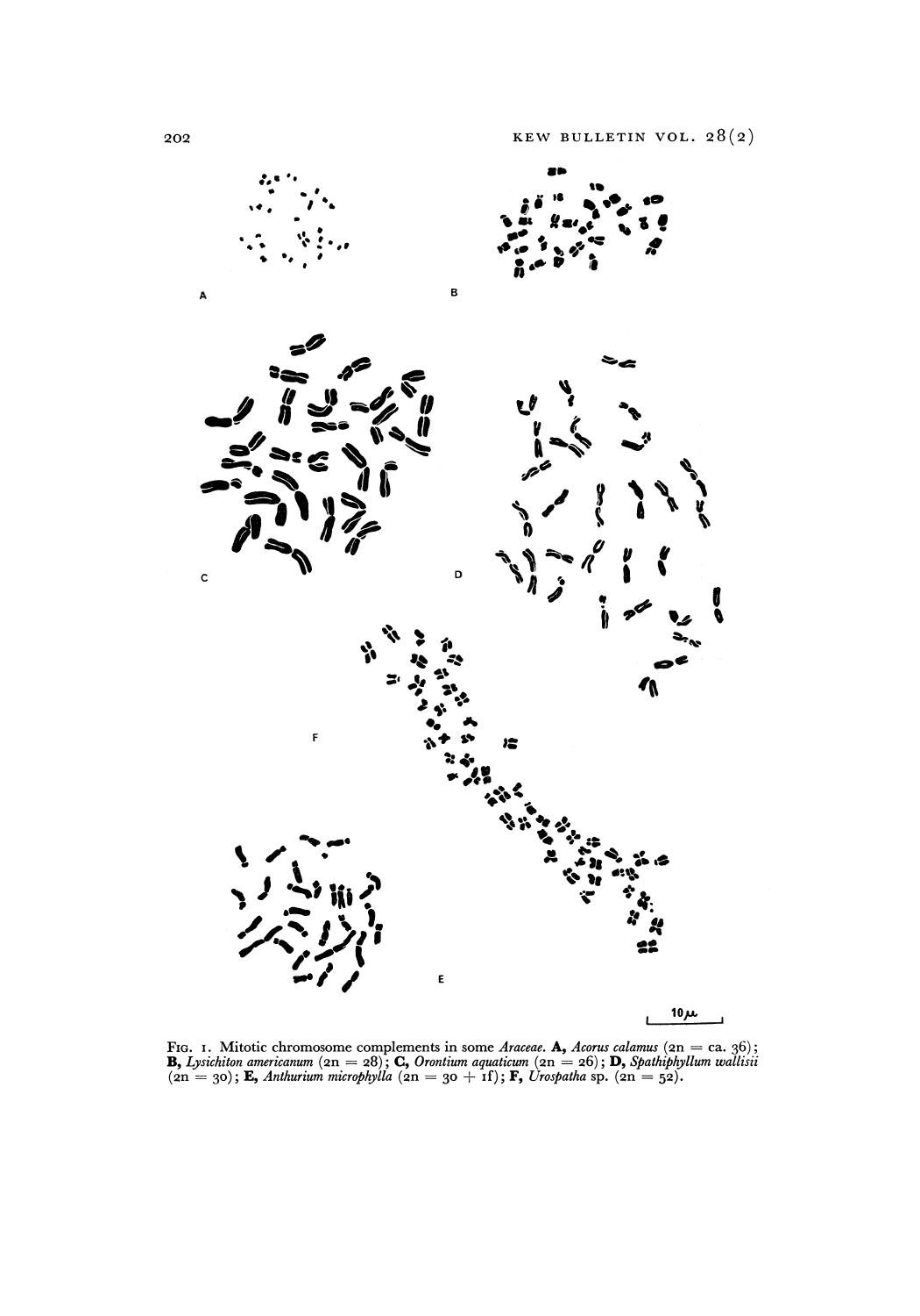FIG. 1. Mitotic chromosome complements in some *Araceae*. **A,** *Acorus calamus* (2n = ca. 36); **B,** *Lysichiton americanum* (2n = 28); **C,** *Orontium aquaticum* (2n = 26); **D,** *Spathiphyllum wallisii* (2n = 30); **E,** *Anthurium microphylla* (2n = 30 + 1f); **F,** *Urospatha* sp. (2n = 52).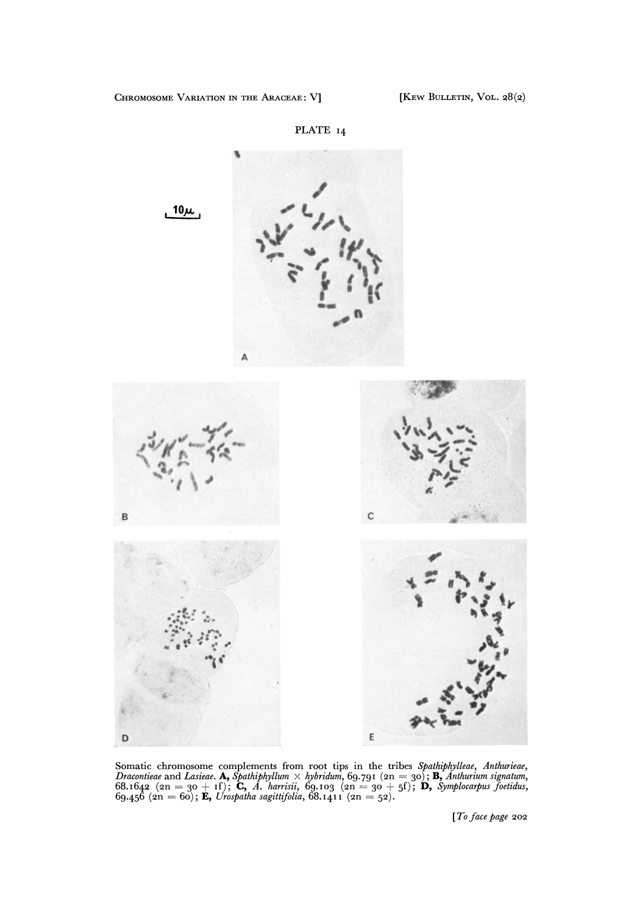PLATE 14

Somatic chromosome complements from root tips in the tribes *Spathiphylleae*, *Anthurieae*, *Dracontieae* and *Lasieae*. **A,** *Spathiphyllum* × *hybridum*, 69.791 (2n = 30); **B,** *Anthurium signatum*, 68.1642 (2n = 30 + 1f); **C,** *A. harrisii*, 69.103 (2n = 30 + 5f); **D,** *Symplocarpus foetidus*, 69.456 (2n = 60); **E,** *Urospatha sagittifolia*, 68.1411 (2n = 52).

[*To face page* 202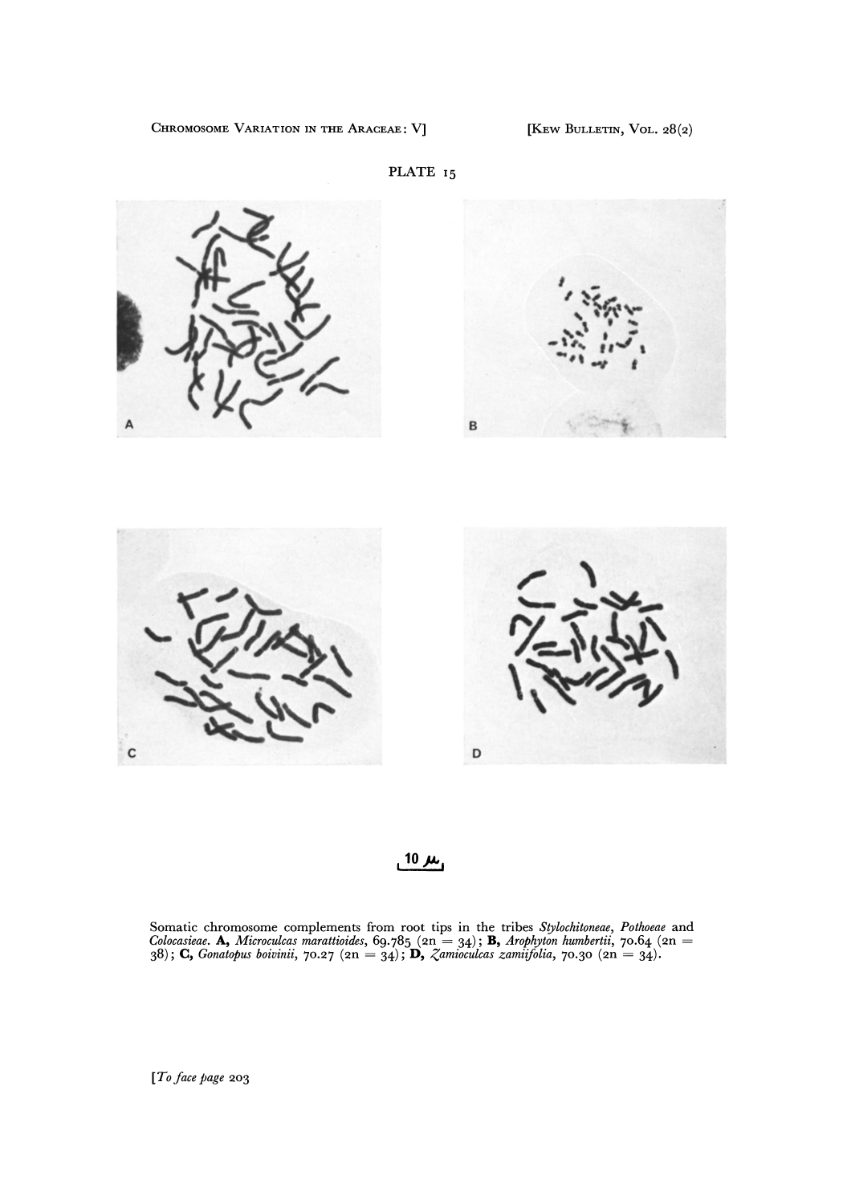PLATE 15

A

B

C

D

10 μ

Somatic chromosome complements from root tips in the tribes *Stylochitoneae*, *Pothoeae* and *Colocasieae*. **A,** *Microculcas marattioides*, 69.785 (2n = 34); **B,** *Arophyton humbertii*, 70.64 (2n = 38); **C,** *Gonatopus boivinii*, 70.27 (2n = 34); **D,** *Zamioculcas zamiifolia*, 70.30 (2n = 34).

[*To face page* 203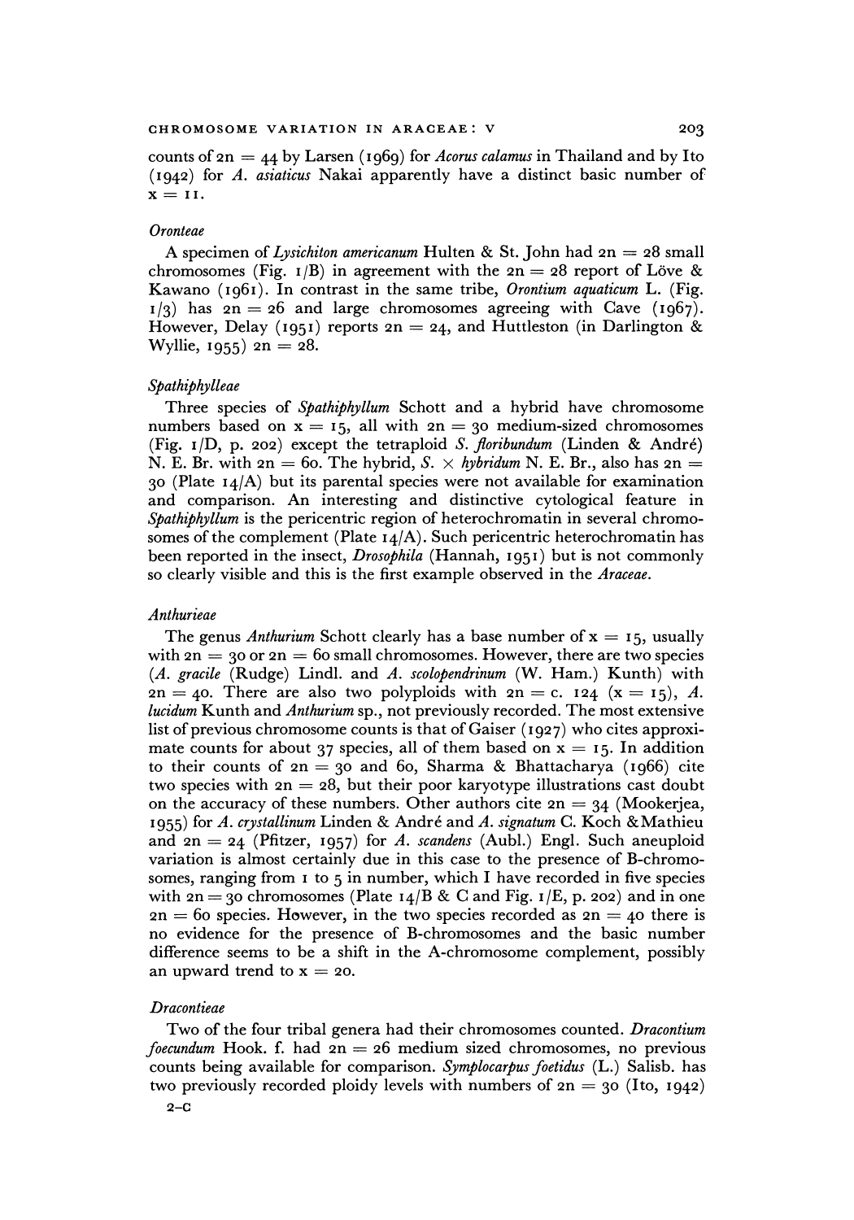counts of 2n = 44 by Larsen (1969) for *Acorus calamus* in Thailand and by Ito (1942) for *A. asiaticus* Nakai apparently have a distinct basic number of x = 11.

### *Oronteae*

A specimen of *Lysichiton americanum* Hulten & St. John had 2n = 28 small chromosomes (Fig. 1/B) in agreement with the 2n = 28 report of Löve & Kawano (1961). In contrast in the same tribe, *Orontium aquaticum* L. (Fig. 1/3) has 2n = 26 and large chromosomes agreeing with Cave (1967). However, Delay (1951) reports 2n = 24, and Huttleston (in Darlington & Wyllie, 1955) 2n = 28.

### *Spathiphylleae*

Three species of *Spathiphyllum* Schott and a hybrid have chromosome numbers based on x = 15, all with 2n = 30 medium-sized chromosomes (Fig. 1/D, p. 202) except the tetraploid *S. floribundum* (Linden & André) N. E. Br. with 2n = 60. The hybrid, *S.* × *hybridum* N. E. Br., also has 2n = 30 (Plate 14/A) but its parental species were not available for examination and comparison. An interesting and distinctive cytological feature in *Spathiphyllum* is the pericentric region of heterochromatin in several chromosomes of the complement (Plate 14/A). Such pericentric heterochromatin has been reported in the insect, *Drosophila* (Hannah, 1951) but is not commonly so clearly visible and this is the first example observed in the *Araceae*.

### *Anthurieae*

The genus *Anthurium* Schott clearly has a base number of x = 15, usually with 2n = 30 or 2n = 60 small chromosomes. However, there are two species (*A. gracile* (Rudge) Lindl. and *A. scolopendrinum* (W. Ham.) Kunth) with 2n = 40. There are also two polyploids with 2n = c. 124 (x = 15), *A. lucidum* Kunth and *Anthurium* sp., not previously recorded. The most extensive list of previous chromosome counts is that of Gaiser (1927) who cites approximate counts for about 37 species, all of them based on x = 15. In addition to their counts of 2n = 30 and 60, Sharma & Bhattacharya (1966) cite two species with 2n = 28, but their poor karyotype illustrations cast doubt on the accuracy of these numbers. Other authors cite 2n = 34 (Mookerjea, 1955) for *A. crystallinum* Linden & André and *A. signatum* C. Koch & Mathieu and 2n = 24 (Pfitzer, 1957) for *A. scandens* (Aubl.) Engl. Such aneuploid variation is almost certainly due in this case to the presence of B-chromosomes, ranging from 1 to 5 in number, which I have recorded in five species with 2n = 30 chromosomes (Plate 14/B & C and Fig. 1/E, p. 202) and in one 2n = 60 species. However, in the two species recorded as 2n = 40 there is no evidence for the presence of B-chromosomes and the basic number difference seems to be a shift in the A-chromosome complement, possibly an upward trend to x = 20.

### *Dracontieae*

Two of the four tribal genera had their chromosomes counted. *Dracontium foecundum* Hook. f. had 2n = 26 medium sized chromosomes, no previous counts being available for comparison. *Symplocarpus foetidus* (L.) Salisb. has two previously recorded ploidy levels with numbers of 2n = 30 (Ito, 1942)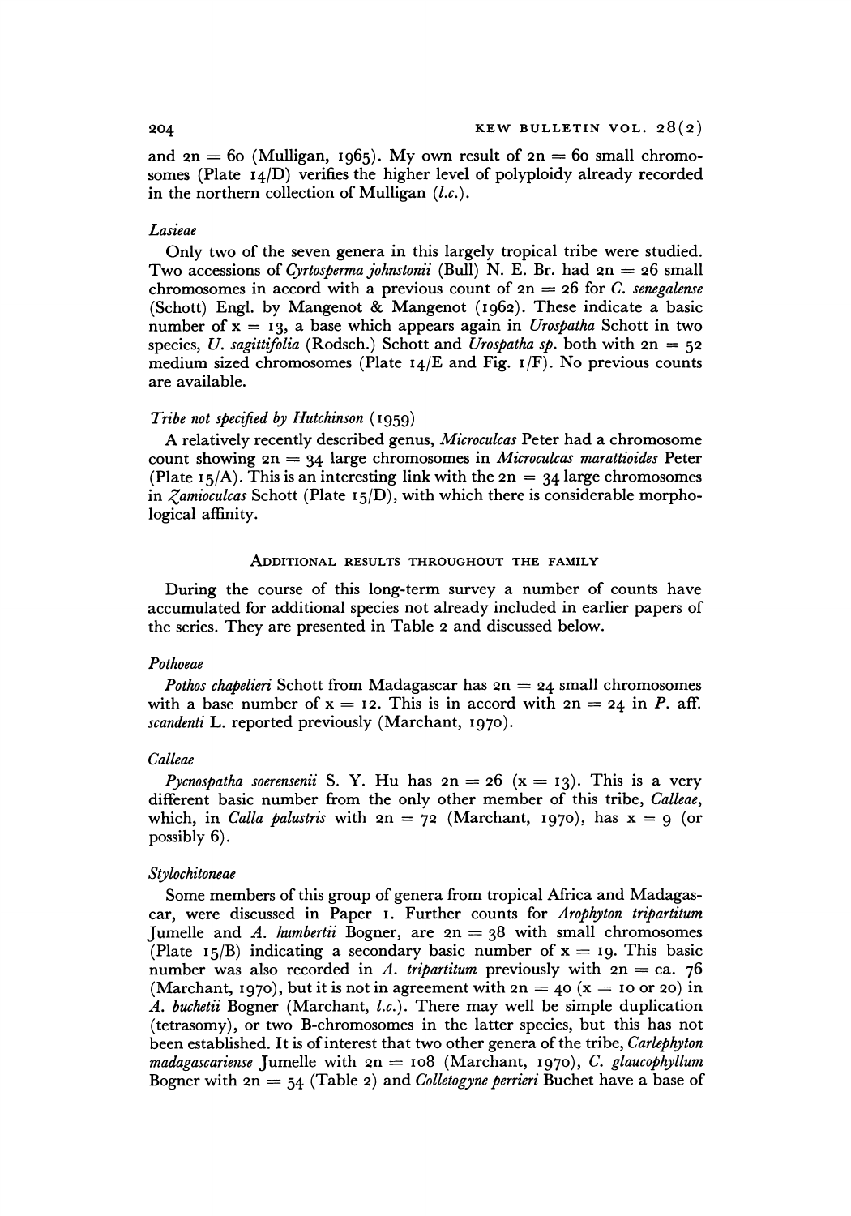and $2n = 60$ (Mulligan, 1965). My own result of $2n = 60$ small chromosomes (Plate 14/D) verifies the higher level of polyploidy already recorded in the northern collection of Mulligan (*l.c.*).

### *Lasieae*

Only two of the seven genera in this largely tropical tribe were studied. Two accessions of *Cyrtosperma johnstonii* (Bull) N. E. Br. had $2n = 26$ small chromosomes in accord with a previous count of $2n = 26$ for *C. senegalense* (Schott) Engl. by Mangenot & Mangenot (1962). These indicate a basic number of $x = 13$, a base which appears again in *Urospatha* Schott in two species, *U. sagittifolia* (Rodsch.) Schott and *Urospatha sp.* both with $2n = 52$ medium sized chromosomes (Plate 14/E and Fig. 1/F). No previous counts are available.

### *Tribe not specified by Hutchinson* (1959)

A relatively recently described genus, *Microculcas* Peter had a chromosome count showing $2n = 34$ large chromosomes in *Microculcas marattioides* Peter (Plate 15/A). This is an interesting link with the $2n = 34$ large chromosomes in *Zamioculcas* Schott (Plate 15/D), with which there is considerable morphological affinity.

## Additional results throughout the family

During the course of this long-term survey a number of counts have accumulated for additional species not already included in earlier papers of the series. They are presented in Table 2 and discussed below.

### *Pothoeae*

*Pothos chapelieri* Schott from Madagascar has $2n = 24$ small chromosomes with a base number of $x = 12$. This is in accord with $2n = 24$ in *P.* aff. *scandenti* L. reported previously (Marchant, 1970).

### *Calleae*

*Pycnospatha soerensenii* S. Y. Hu has $2n = 26$ ($x = 13$). This is a very different basic number from the only other member of this tribe, *Calleae*, which, in *Calla palustris* with $2n = 72$ (Marchant, 1970), has $x = 9$ (or possibly 6).

### *Stylochitoneae*

Some members of this group of genera from tropical Africa and Madagascar, were discussed in Paper 1. Further counts for *Arophyton tripartitum* Jumelle and *A. humbertii* Bogner, are $2n = 38$ with small chromosomes (Plate 15/B) indicating a secondary basic number of $x = 19$. This basic number was also recorded in *A. tripartitum* previously with $2n =$ ca. 76 (Marchant, 1970), but it is not in agreement with $2n = 40$ ($x = 10$ or $20$) in *A. buchetii* Bogner (Marchant, *l.c.*). There may well be simple duplication (tetrasomy), or two B-chromosomes in the latter species, but this has not been established. It is of interest that two other genera of the tribe, *Carlephyton madagascariense* Jumelle with $2n = 108$ (Marchant, 1970), *C. glaucophyllum* Bogner with $2n = 54$ (Table 2) and *Colletogyne perrieri* Buchet have a base of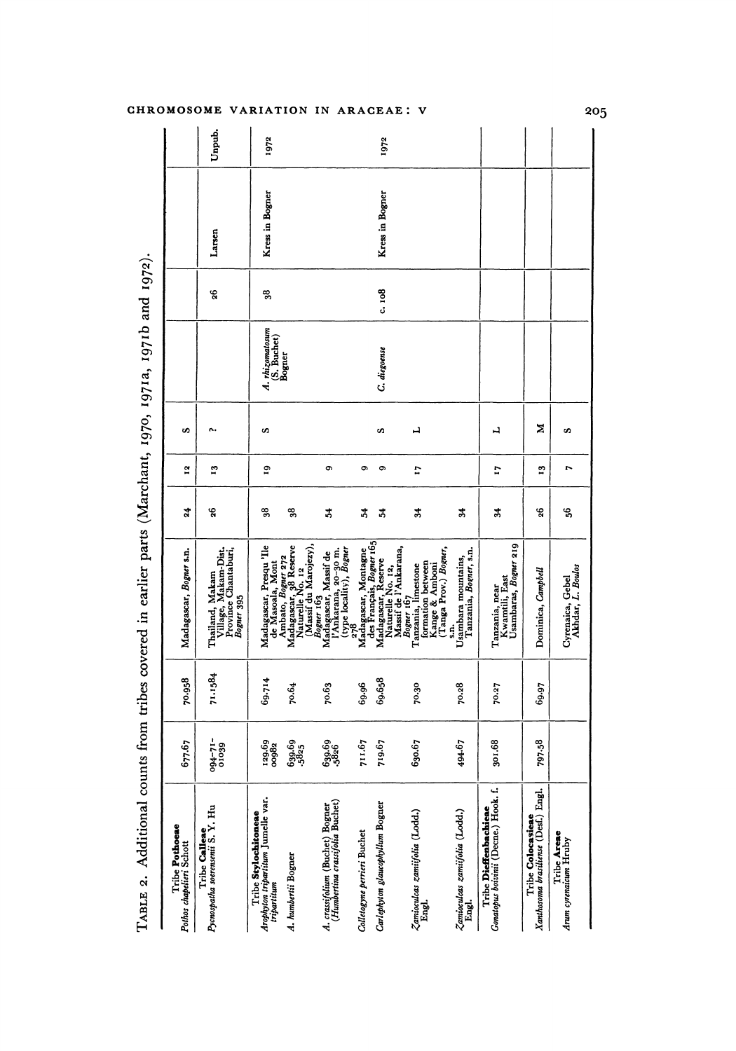TABLE 2. Additional counts from tribes covered in earlier parts (Marchant, 1970, 1971a, 1971b and 1972).

| | | | | | | | | | | |
|---|---|---|---|---|---|---|---|---|---|---|
| Tribe **Pothoeae** *Pothos chapelieri* Schott | 677.67 | 70.958 | Madagascar, *Bogner* s.n. | 24 | 12 | S | | | | |
| Tribe **Calleae** *Pycnospatha soerensenii* S. Y. Hu | 094-71-01039 | 71.1584 | Thailand, Makam Village, Makam-Dist. Province Chantaburi, *Bogner* 395 | 26 | 13 | ? | | 26 | Larsen | Unpub. |
| Tribe **Stylochitoneae** *Arophyton tripartitum* Jumelle var. *tripartitum* | 120.69 00982 | 69.714 | Madagascar, Presqu 'Ile de Masoala, Mont Ambato, *Bogner* 272 | 38 | 19 | S | *A. rhizomatosum* (S. Buchet) Bogner | 38 | Kress in Bogner | 1972 |
| *A. humbertii* Bogner | 639.69 .5825 | 70.64 | Madagascar, 38 Reserve Naturelle No. 12 (Massif du Marojezy), *Bogner* 163 | 38 | | | | | | |
| *A. crassifolium* (Buchet) Bogner (*Humbertina crassifolia* Buchet) | 639.69 .5826 | 70.63 | Madagascar, Massif de l'Ankarana, 20–30 m. (type locality), *Bogner* 278 | 54 | 9 | | | | | |
| *Colletogyne perrieri* Buchet | 711.67 | 69.96 | Madagascar, Montagne des Français, *Bogner* 165 | 54 | 9 | | | | | |
| *Carlephyton glaucophyllum* Bogner | 719.67 | 69.658 | Madagascar, Reserve Naturelle No. 12, Massif de l'Ankarana, *Bogner* 167 | 54 | 9 | S | *C. diegoense* | c. 108 | Kress in Bogner | 1972 |
| *Zamioculcas zamiifolia* (Lodd.) Engl. | 630.67 | 70.30 | Tanzania, limestone formation between Kange & Amboni (Tanga Prov.) *Bogner*, s.n. | 34 | 17 | L | | | | |
| *Zamioculcas zamiifolia* (Lodd.) Engl. | 494.67 | 70.28 | Usambara mountains, Tanzania, *Bogner*, s.n. | 34 | | | | | | |
| Tribe **Dieffenbachieae** *Gonatopus boivinii* (Decne.) Hook. f. | 301.68 | 70.27 | Tanzania, near Kwamtili, East Usambaras, *Bogner* 219 | 34 | 17 | L | | | | |
| Tribe **Colocasieae** *Xanthosoma brasiliense* (Desf.) Engl. | 797.58 | 69.97 | Dominica, *Campbell* | 26 | 13 | M | | | | |
| Tribe **Areae** *Arum cyrenaicum* Hruby | | | Cyrenaica, Gebel Akhdar, *L. Boulos* | 56 | 7 | S | | | | |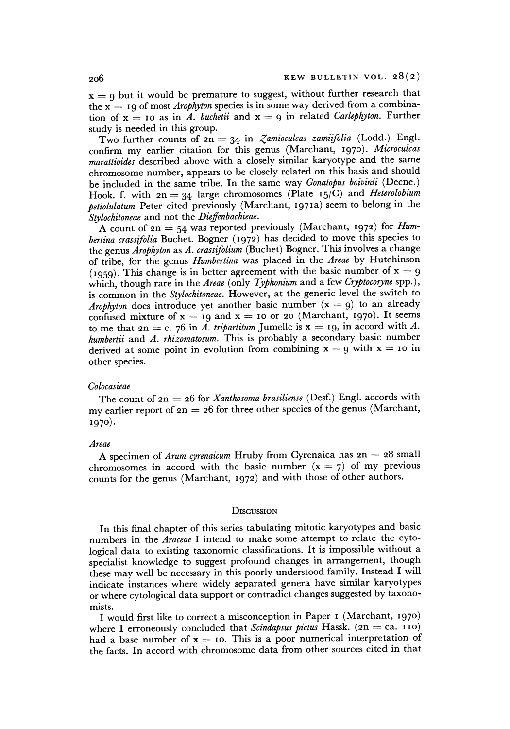$x = 9$ but it would be premature to suggest, without further research that the $x = 19$ of most *Arophyton* species is in some way derived from a combination of $x = 10$ as in *A. buchetii* and $x = 9$ in related *Carlephyton*. Further study is needed in this group.

Two further counts of $2n = 34$ in *Zamioculcas zamiifolia* (Lodd.) Engl. confirm my earlier citation for this genus (Marchant, 1970). *Microculcas marattioides* described above with a closely similar karyotype and the same chromosome number, appears to be closely related on this basis and should be included in the same tribe. In the same way *Gonatopus boivinii* (Decne.) Hook. f. with $2n = 34$ large chromosomes (Plate 15/C) and *Heterolobium petiolulatum* Peter cited previously (Marchant, 1971a) seem to belong in the *Stylochitoneae* and not the *Dieffenbachieae*.

A count of $2n = 54$ was reported previously (Marchant, 1972) for *Humbertina crassifolia* Buchet. Bogner (1972) has decided to move this species to the genus *Arophyton* as *A. crassifolium* (Buchet) Bogner. This involves a change of tribe, for the genus *Humbertina* was placed in the *Areae* by Hutchinson (1959). This change is in better agreement with the basic number of $x = 9$ which, though rare in the *Areae* (only *Typhonium* and a few *Cryptocoryne* spp.), is common in the *Stylochitoneae*. However, at the generic level the switch to *Arophyton* does introduce yet another basic number ($x = 9$) to an already confused mixture of $x = 19$ and $x = 10$ or 20 (Marchant, 1970). It seems to me that $2n = c.\ 76$ in *A. tripartitum* Jumelle is $x = 19$, in accord with *A. humbertii* and *A. rhizomatosum*. This is probably a secondary basic number derived at some point in evolution from combining $x = 9$ with $x = 10$ in other species.

### *Colocasieae*

The count of $2n = 26$ for *Xanthosoma brasiliense* (Desf.) Engl. accords with my earlier report of $2n = 26$ for three other species of the genus (Marchant, 1970).

### *Areae*

A specimen of *Arum cyrenaicum* Hruby from Cyrenaica has $2n = 28$ small chromosomes in accord with the basic number ($x = 7$) of my previous counts for the genus (Marchant, 1972) and with those of other authors.

## Discussion

In this final chapter of this series tabulating mitotic karyotypes and basic numbers in the *Araceae* I intend to make some attempt to relate the cytological data to existing taxonomic classifications. It is impossible without a specialist knowledge to suggest profound changes in arrangement, though these may well be necessary in this poorly understood family. Instead I will indicate instances where widely separated genera have similar karyotypes or where cytological data support or contradict changes suggested by taxonomists.

I would first like to correct a misconception in Paper 1 (Marchant, 1970) where I erroneously concluded that *Scindapsus pictus* Hassk. ($2n = ca.\ 110$) had a base number of $x = 10$. This is a poor numerical interpretation of the facts. In accord with chromosome data from other sources cited in that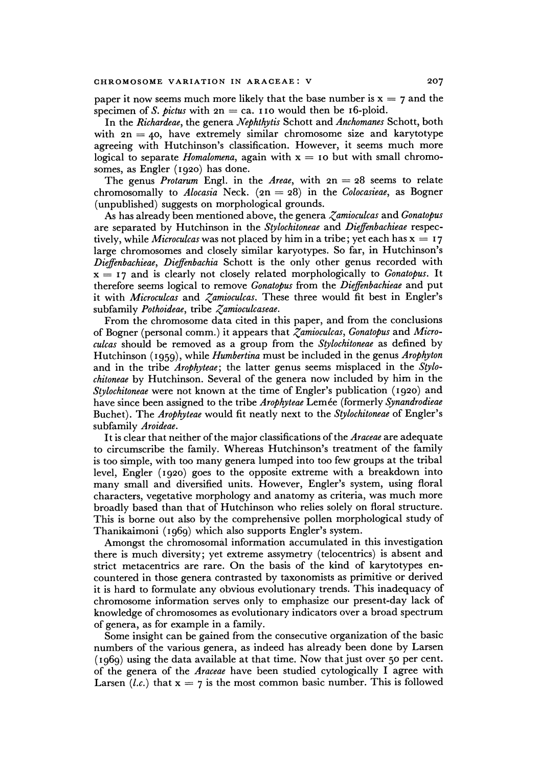paper it now seems much more likely that the base number is $x = 7$ and the specimen of *S. pictus* with $2n =$ ca. 110 would then be 16-ploid.

In the *Richardeae*, the genera *Nephthytis* Schott and *Anchomanes* Schott, both with $2n = 40$, have extremely similar chromosome size and karytotype agreeing with Hutchinson's classification. However, it seems much more logical to separate *Homalomena*, again with $x = 10$ but with small chromosomes, as Engler (1920) has done.

The genus *Protarum* Engl. in the *Areae*, with $2n = 28$ seems to relate chromosomally to *Alocasia* Neck. ($2n = 28$) in the *Colocasieae*, as Bogner (unpublished) suggests on morphological grounds.

As has already been mentioned above, the genera *Zamioculcas* and *Gonatopus* are separated by Hutchinson in the *Stylochitoneae* and *Dieffenbachieae* respectively, while *Microculcas* was not placed by him in a tribe; yet each has $x = 17$ large chromosomes and closely similar karyotypes. So far, in Hutchinson's *Dieffenbachieae*, *Dieffenbachia* Schott is the only other genus recorded with $x = 17$ and is clearly not closely related morphologically to *Gonatopus*. It therefore seems logical to remove *Gonatopus* from the *Dieffenbachieae* and put it with *Microculcas* and *Zamioculcas*. These three would fit best in Engler's subfamily *Pothoideae*, tribe *Zamioculcaseae*.

From the chromosome data cited in this paper, and from the conclusions of Bogner (personal comm.) it appears that *Zamioculcas*, *Gonatopus* and *Microculcas* should be removed as a group from the *Stylochitoneae* as defined by Hutchinson (1959), while *Humbertina* must be included in the genus *Arophyton* and in the tribe *Arophyteae*; the latter genus seems misplaced in the *Stylochitoneae* by Hutchinson. Several of the genera now included by him in the *Stylochitoneae* were not known at the time of Engler's publication (1920) and have since been assigned to the tribe *Arophyteae* Lemée (formerly *Synandrodieae* Buchet). The *Arophyteae* would fit neatly next to the *Stylochitoneae* of Engler's subfamily *Aroideae*.

It is clear that neither of the major classifications of the *Araceae* are adequate to circumscribe the family. Whereas Hutchinson's treatment of the family is too simple, with too many genera lumped into too few groups at the tribal level, Engler (1920) goes to the opposite extreme with a breakdown into many small and diversified units. However, Engler's system, using floral characters, vegetative morphology and anatomy as criteria, was much more broadly based than that of Hutchinson who relies solely on floral structure. This is borne out also by the comprehensive pollen morphological study of Thanikaimoni (1969) which also supports Engler's system.

Amongst the chromosomal information accumulated in this investigation there is much diversity; yet extreme assymetry (telocentrics) is absent and strict metacentrics are rare. On the basis of the kind of karytotypes encountered in those genera contrasted by taxonomists as primitive or derived it is hard to formulate any obvious evolutionary trends. This inadequacy of chromosome information serves only to emphasize our present-day lack of knowledge of chromosomes as evolutionary indicators over a broad spectrum of genera, as for example in a family.

Some insight can be gained from the consecutive organization of the basic numbers of the various genera, as indeed has already been done by Larsen (1969) using the data available at that time. Now that just over 50 per cent. of the genera of the *Araceae* have been studied cytologically I agree with Larsen (*l.c.*) that $x = 7$ is the most common basic number. This is followed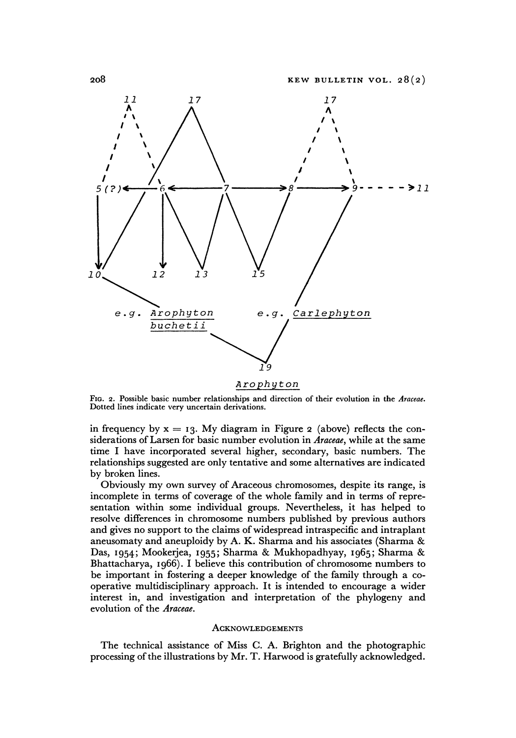FIG. 2. Possible basic number relationships and direction of their evolution in the *Araceae*. Dotted lines indicate very uncertain derivations.

in frequency by x = 13. My diagram in Figure 2 (above) reflects the considerations of Larsen for basic number evolution in *Araceae*, while at the same time I have incorporated several higher, secondary, basic numbers. The relationships suggested are only tentative and some alternatives are indicated by broken lines.

Obviously my own survey of Araceous chromosomes, despite its range, is incomplete in terms of coverage of the whole family and in terms of representation within some individual groups. Nevertheless, it has helped to resolve differences in chromosome numbers published by previous authors and gives no support to the claims of widespread intraspecific and intraplant aneusomaty and aneuploidy by A. K. Sharma and his associates (Sharma & Das, 1954; Mookerjea, 1955; Sharma & Mukhopadhyay, 1965; Sharma & Bhattacharya, 1966). I believe this contribution of chromosome numbers to be important in fostering a deeper knowledge of the family through a co-operative multidisciplinary approach. It is intended to encourage a wider interest in, and investigation and interpretation of the phylogeny and evolution of the *Araceae*.

## ACKNOWLEDGEMENTS

The technical assistance of Miss C. A. Brighton and the photographic processing of the illustrations by Mr. T. Harwood is gratefully acknowledged.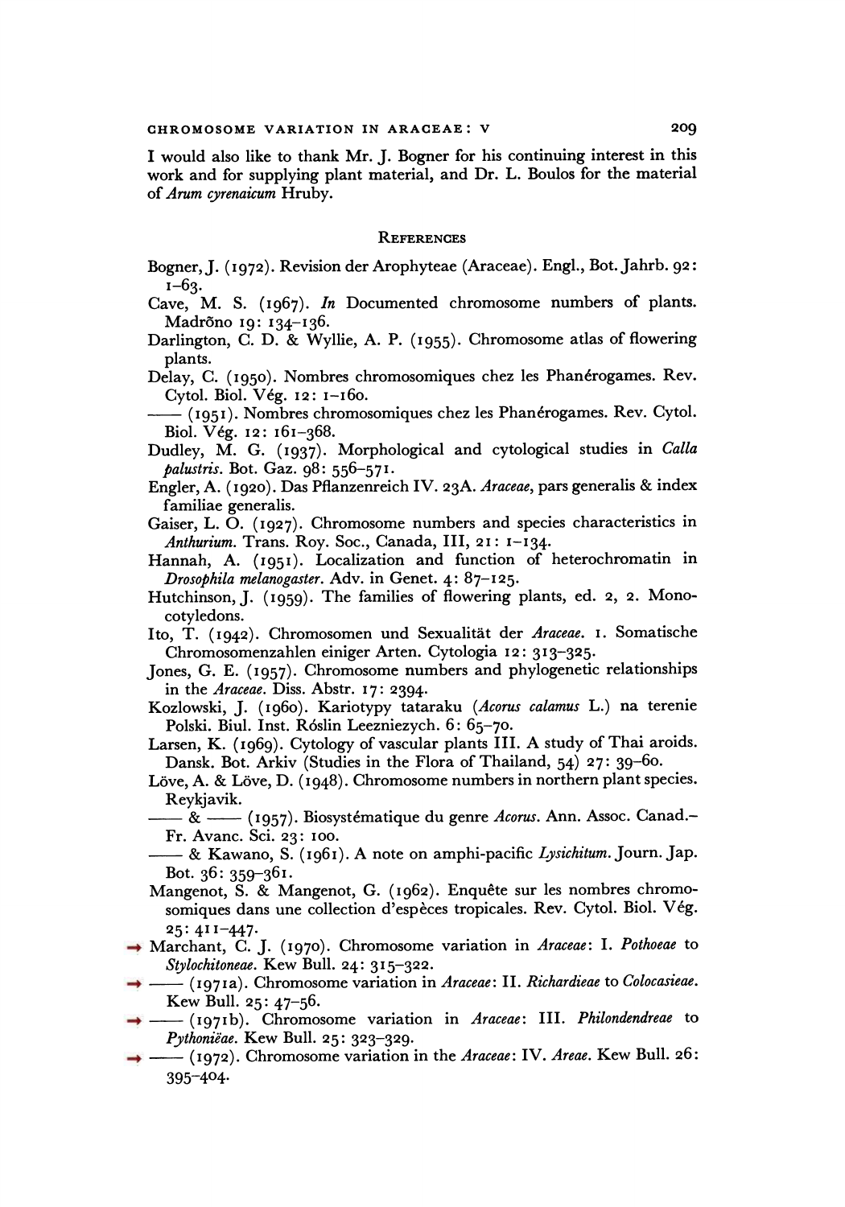I would also like to thank Mr. J. Bogner for his continuing interest in this work and for supplying plant material, and Dr. L. Boulos for the material of *Arum cyrenaicum* Hruby.

## REFERENCES

Bogner, J. (1972). Revision der Arophyteae (Araceae). Engl., Bot. Jahrb. 92: 1–63.

Cave, M. S. (1967). *In* Documented chromosome numbers of plants. Madrõno 19: 134–136.

Darlington, C. D. & Wyllie, A. P. (1955). Chromosome atlas of flowering plants.

Delay, C. (1950). Nombres chromosomiques chez les Phanérogames. Rev. Cytol. Biol. Vég. 12: 1–160.

—— (1951). Nombres chromosomiques chez les Phanérogames. Rev. Cytol. Biol. Vég. 12: 161–368.

Dudley, M. G. (1937). Morphological and cytological studies in *Calla palustris*. Bot. Gaz. 98: 556–571.

Engler, A. (1920). Das Pflanzenreich IV. 23A. *Araceae*, pars generalis & index familiae generalis.

Gaiser, L. O. (1927). Chromosome numbers and species characteristics in *Anthurium*. Trans. Roy. Soc., Canada, III, 21: 1–134.

Hannah, A. (1951). Localization and function of heterochromatin in *Drosophila melanogaster*. Adv. in Genet. 4: 87–125.

Hutchinson, J. (1959). The families of flowering plants, ed. 2, 2. Monocotyledons.

Ito, T. (1942). Chromosomen und Sexualität der *Araceae*. 1. Somatische Chromosomenzahlen einiger Arten. Cytologia 12: 313–325.

Jones, G. E. (1957). Chromosome numbers and phylogenetic relationships in the *Araceae*. Diss. Abstr. 17: 2394.

Kozlowski, J. (1960). Kariotypy tataraku (*Acorus calamus* L.) na terenie Polski. Biul. Inst. Róslin Leezniezych. 6: 65–70.

Larsen, K. (1969). Cytology of vascular plants III. A study of Thai aroids. Dansk. Bot. Arkiv (Studies in the Flora of Thailand, 54) 27: 39–60.

Löve, A. & Löve, D. (1948). Chromosome numbers in northern plant species. Reykjavik.

—— & —— (1957). Biosystématique du genre *Acorus*. Ann. Assoc. Canad.–Fr. Avanc. Sci. 23: 100.

—— & Kawano, S. (1961). A note on amphi-pacific *Lysichitum*. Journ. Jap. Bot. 36: 359–361.

Mangenot, S. & Mangenot, G. (1962). Enquête sur les nombres chromosomiques dans une collection d'espèces tropicales. Rev. Cytol. Biol. Vég. 25: 411–447.

→ Marchant, C. J. (1970). Chromosome variation in *Araceae*: I. *Pothoeae* to *Stylochitoneae*. Kew Bull. 24: 315–322.

→ —— (1971a). Chromosome variation in *Araceae*: II. *Richardieae* to *Colocasieae*. Kew Bull. 25: 47–56.

→ —— (1971b). Chromosome variation in *Araceae*: III. *Philondendreae* to *Pythoniëae*. Kew Bull. 25: 323–329.

→ —— (1972). Chromosome variation in the *Araceae*: IV. *Areae*. Kew Bull. 26: 395–404.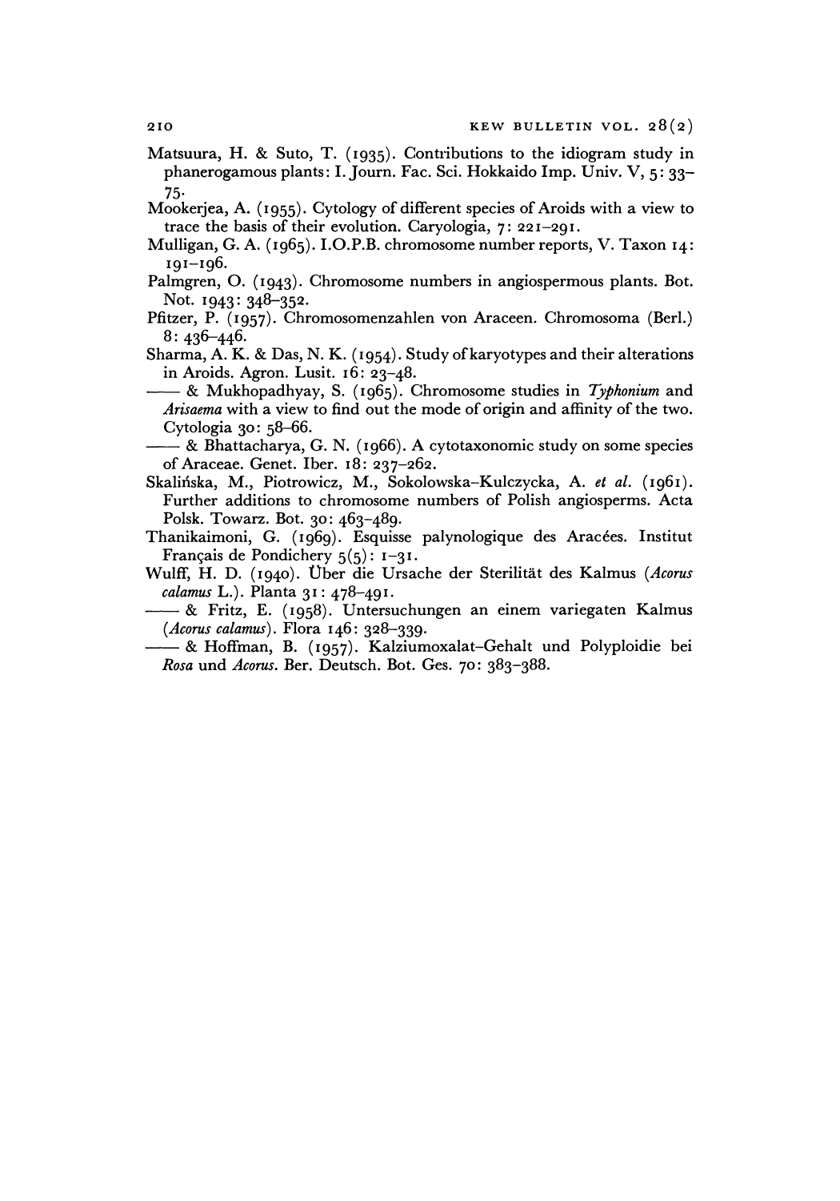Matsuura, H. & Suto, T. (1935). Contributions to the idiogram study in phanerogamous plants: I. Journ. Fac. Sci. Hokkaido Imp. Univ. V, 5: 33–75.

Mookerjea, A. (1955). Cytology of different species of Aroids with a view to trace the basis of their evolution. Caryologia, 7: 221–291.

Mulligan, G. A. (1965). I.O.P.B. chromosome number reports, V. Taxon 14: 191–196.

Palmgren, O. (1943). Chromosome numbers in angiospermous plants. Bot. Not. 1943: 348–352.

Pfitzer, P. (1957). Chromosomenzahlen von Araceen. Chromosoma (Berl.) 8: 436–446.

Sharma, A. K. & Das, N. K. (1954). Study of karyotypes and their alterations in Aroids. Agron. Lusit. 16: 23–48.

—— & Mukhopadhyay, S. (1965). Chromosome studies in *Typhonium* and *Arisaema* with a view to find out the mode of origin and affinity of the two. Cytologia 30: 58–66.

—— & Bhattacharya, G. N. (1966). A cytotaxonomic study on some species of Araceae. Genet. Iber. 18: 237–262.

Skalińska, M., Piotrowicz, M., Sokolowska-Kulczycka, A. *et al.* (1961). Further additions to chromosome numbers of Polish angiosperms. Acta Polsk. Towarz. Bot. 30: 463–489.

Thanikaimoni, G. (1969). Esquisse palynologique des Aracées. Institut Français de Pondichery 5(5): 1–31.

Wulff, H. D. (1940). Über die Ursache der Sterilität des Kalmus (*Acorus calamus* L.). Planta 31: 478–491.

—— & Fritz, E. (1958). Untersuchungen an einem variegaten Kalmus (*Acorus calamus*). Flora 146: 328–339.

—— & Hoffman, B. (1957). Kalziumoxalat-Gehalt und Polyploidie bei *Rosa* und *Acorus*. Ber. Deutsch. Bot. Ges. 70: 383–388.